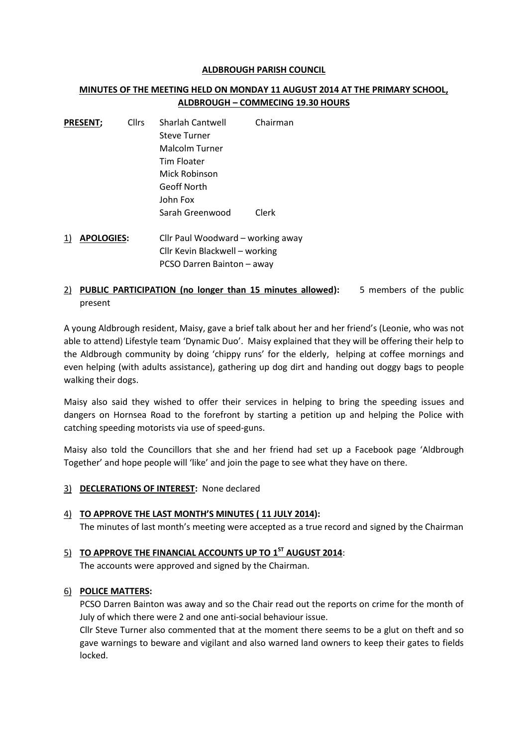**ALDBROUGH PARISH COUNCIL**

**MINUTES OF THE MEETING HELD ON MONDAY 11 AUGUST 2014 AT THE PRIMARY SCHOOL, ALDBROUGH – COMMECING 19.30 HOURS**

| **PRESENT;** | Cllrs | Sharlah Cantwell | Chairman |
|---|---|---|---|
| | | Steve Turner | |
| | | Malcolm Turner | |
| | | Tim Floater | |
| | | Mick Robinson | |
| | | Geoff North | |
| | | John Fox | |
| | | Sarah Greenwood | Clerk |

1) **APOLOGIES:** Cllr Paul Woodward – working away
Cllr Kevin Blackwell – working
PCSO Darren Bainton – away

2) **PUBLIC PARTICIPATION (no longer than 15 minutes allowed):** 5 members of the public present

A young Aldbrough resident, Maisy, gave a brief talk about her and her friend's (Leonie, who was not able to attend) Lifestyle team 'Dynamic Duo'. Maisy explained that they will be offering their help to the Aldbrough community by doing 'chippy runs' for the elderly, helping at coffee mornings and even helping (with adults assistance), gathering up dog dirt and handing out doggy bags to people walking their dogs.

Maisy also said they wished to offer their services in helping to bring the speeding issues and dangers on Hornsea Road to the forefront by starting a petition up and helping the Police with catching speeding motorists via use of speed-guns.

Maisy also told the Councillors that she and her friend had set up a Facebook page 'Aldbrough Together' and hope people will 'like' and join the page to see what they have on there.

3) **DECLERATIONS OF INTEREST:** None declared

4) **TO APPROVE THE LAST MONTH'S MINUTES ( 11 JULY 2014):**
The minutes of last month's meeting were accepted as a true record and signed by the Chairman

5) **TO APPROVE THE FINANCIAL ACCOUNTS UP TO 1ST AUGUST 2014**:
The accounts were approved and signed by the Chairman.

6) **POLICE MATTERS:**
PCSO Darren Bainton was away and so the Chair read out the reports on crime for the month of July of which there were 2 and one anti-social behaviour issue.
Cllr Steve Turner also commented that at the moment there seems to be a glut on theft and so gave warnings to beware and vigilant and also warned land owners to keep their gates to fields locked.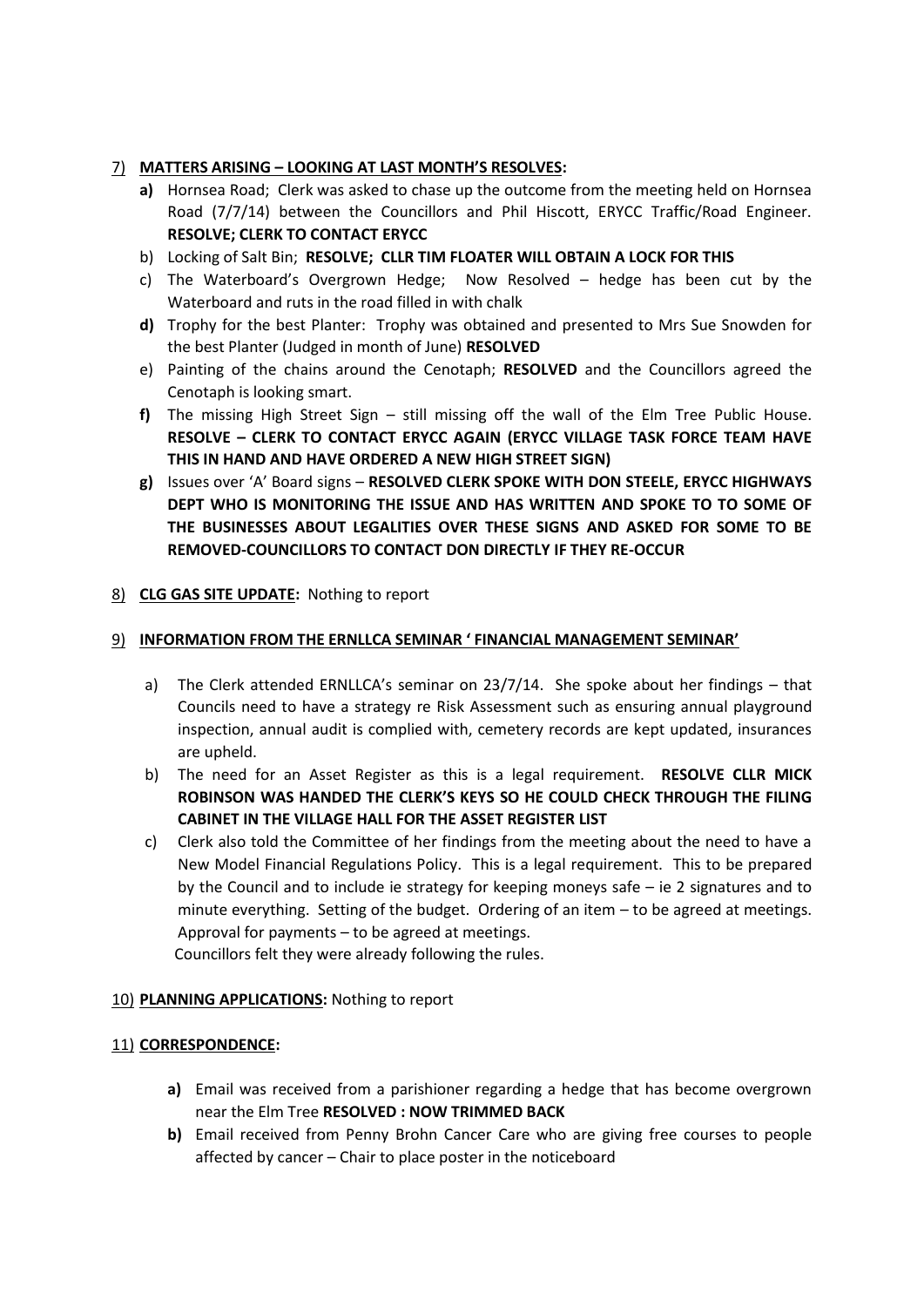7) **MATTERS ARISING – LOOKING AT LAST MONTH'S RESOLVES:**

   **a)** Hornsea Road; Clerk was asked to chase up the outcome from the meeting held on Hornsea Road (7/7/14) between the Councillors and Phil Hiscott, ERYCC Traffic/Road Engineer. **RESOLVE; CLERK TO CONTACT ERYCC**

   b) Locking of Salt Bin; **RESOLVE; CLLR TIM FLOATER WILL OBTAIN A LOCK FOR THIS**

   c) The Waterboard's Overgrown Hedge; Now Resolved – hedge has been cut by the Waterboard and ruts in the road filled in with chalk

   **d)** Trophy for the best Planter: Trophy was obtained and presented to Mrs Sue Snowden for the best Planter (Judged in month of June) **RESOLVED**

   e) Painting of the chains around the Cenotaph; **RESOLVED** and the Councillors agreed the Cenotaph is looking smart.

   **f)** The missing High Street Sign – still missing off the wall of the Elm Tree Public House. **RESOLVE – CLERK TO CONTACT ERYCC AGAIN (ERYCC VILLAGE TASK FORCE TEAM HAVE THIS IN HAND AND HAVE ORDERED A NEW HIGH STREET SIGN)**

   **g)** Issues over 'A' Board signs – **RESOLVED CLERK SPOKE WITH DON STEELE, ERYCC HIGHWAYS DEPT WHO IS MONITORING THE ISSUE AND HAS WRITTEN AND SPOKE TO TO SOME OF THE BUSINESSES ABOUT LEGALITIES OVER THESE SIGNS AND ASKED FOR SOME TO BE REMOVED-COUNCILLORS TO CONTACT DON DIRECTLY IF THEY RE-OCCUR**

8) **CLG GAS SITE UPDATE:** Nothing to report

9) **INFORMATION FROM THE ERNLLCA SEMINAR ' FINANCIAL MANAGEMENT SEMINAR'**

   a) The Clerk attended ERNLLCA's seminar on 23/7/14. She spoke about her findings – that Councils need to have a strategy re Risk Assessment such as ensuring annual playground inspection, annual audit is complied with, cemetery records are kept updated, insurances are upheld.

   b) The need for an Asset Register as this is a legal requirement. **RESOLVE CLLR MICK ROBINSON WAS HANDED THE CLERK'S KEYS SO HE COULD CHECK THROUGH THE FILING CABINET IN THE VILLAGE HALL FOR THE ASSET REGISTER LIST**

   c) Clerk also told the Committee of her findings from the meeting about the need to have a New Model Financial Regulations Policy. This is a legal requirement. This to be prepared by the Council and to include ie strategy for keeping moneys safe – ie 2 signatures and to minute everything. Setting of the budget. Ordering of an item – to be agreed at meetings. Approval for payments – to be agreed at meetings.
   Councillors felt they were already following the rules.

10) **PLANNING APPLICATIONS:** Nothing to report

11) **CORRESPONDENCE:**

   **a)** Email was received from a parishioner regarding a hedge that has become overgrown near the Elm Tree **RESOLVED : NOW TRIMMED BACK**

   **b)** Email received from Penny Brohn Cancer Care who are giving free courses to people affected by cancer – Chair to place poster in the noticeboard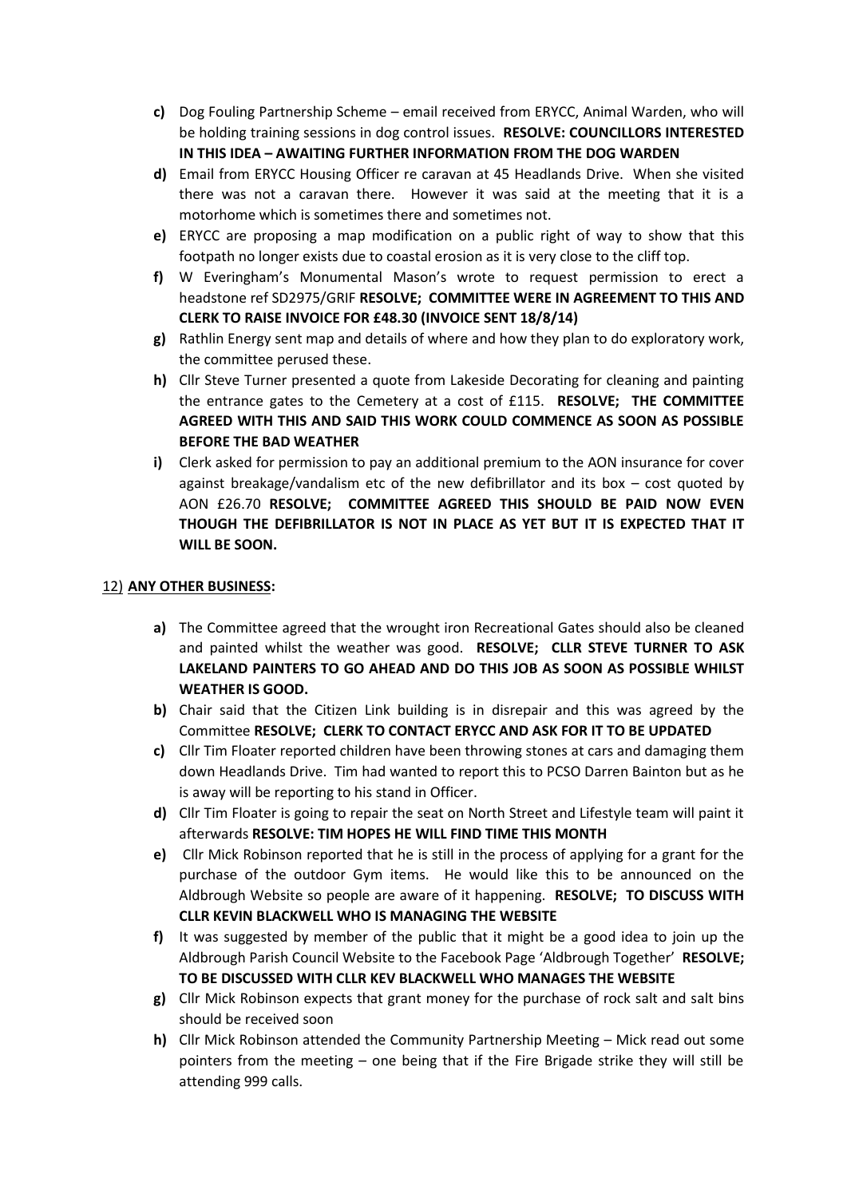**c)** Dog Fouling Partnership Scheme – email received from ERYCC, Animal Warden, who will be holding training sessions in dog control issues. **RESOLVE: COUNCILLORS INTERESTED IN THIS IDEA – AWAITING FURTHER INFORMATION FROM THE DOG WARDEN**

**d)** Email from ERYCC Housing Officer re caravan at 45 Headlands Drive. When she visited there was not a caravan there. However it was said at the meeting that it is a motorhome which is sometimes there and sometimes not.

**e)** ERYCC are proposing a map modification on a public right of way to show that this footpath no longer exists due to coastal erosion as it is very close to the cliff top.

**f)** W Everingham's Monumental Mason's wrote to request permission to erect a headstone ref SD2975/GRIF **RESOLVE; COMMITTEE WERE IN AGREEMENT TO THIS AND CLERK TO RAISE INVOICE FOR £48.30 (INVOICE SENT 18/8/14)**

**g)** Rathlin Energy sent map and details of where and how they plan to do exploratory work, the committee perused these.

**h)** Cllr Steve Turner presented a quote from Lakeside Decorating for cleaning and painting the entrance gates to the Cemetery at a cost of £115. **RESOLVE; THE COMMITTEE AGREED WITH THIS AND SAID THIS WORK COULD COMMENCE AS SOON AS POSSIBLE BEFORE THE BAD WEATHER**

**i)** Clerk asked for permission to pay an additional premium to the AON insurance for cover against breakage/vandalism etc of the new defibrillator and its box – cost quoted by AON £26.70 **RESOLVE; COMMITTEE AGREED THIS SHOULD BE PAID NOW EVEN THOUGH THE DEFIBRILLATOR IS NOT IN PLACE AS YET BUT IT IS EXPECTED THAT IT WILL BE SOON.**

## 12) ANY OTHER BUSINESS:

**a)** The Committee agreed that the wrought iron Recreational Gates should also be cleaned and painted whilst the weather was good. **RESOLVE; CLLR STEVE TURNER TO ASK LAKELAND PAINTERS TO GO AHEAD AND DO THIS JOB AS SOON AS POSSIBLE WHILST WEATHER IS GOOD.**

**b)** Chair said that the Citizen Link building is in disrepair and this was agreed by the Committee **RESOLVE; CLERK TO CONTACT ERYCC AND ASK FOR IT TO BE UPDATED**

**c)** Cllr Tim Floater reported children have been throwing stones at cars and damaging them down Headlands Drive. Tim had wanted to report this to PCSO Darren Bainton but as he is away will be reporting to his stand in Officer.

**d)** Cllr Tim Floater is going to repair the seat on North Street and Lifestyle team will paint it afterwards **RESOLVE: TIM HOPES HE WILL FIND TIME THIS MONTH**

**e)** Cllr Mick Robinson reported that he is still in the process of applying for a grant for the purchase of the outdoor Gym items. He would like this to be announced on the Aldbrough Website so people are aware of it happening. **RESOLVE; TO DISCUSS WITH CLLR KEVIN BLACKWELL WHO IS MANAGING THE WEBSITE**

**f)** It was suggested by member of the public that it might be a good idea to join up the Aldbrough Parish Council Website to the Facebook Page 'Aldbrough Together' **RESOLVE; TO BE DISCUSSED WITH CLLR KEV BLACKWELL WHO MANAGES THE WEBSITE**

**g)** Cllr Mick Robinson expects that grant money for the purchase of rock salt and salt bins should be received soon

**h)** Cllr Mick Robinson attended the Community Partnership Meeting – Mick read out some pointers from the meeting – one being that if the Fire Brigade strike they will still be attending 999 calls.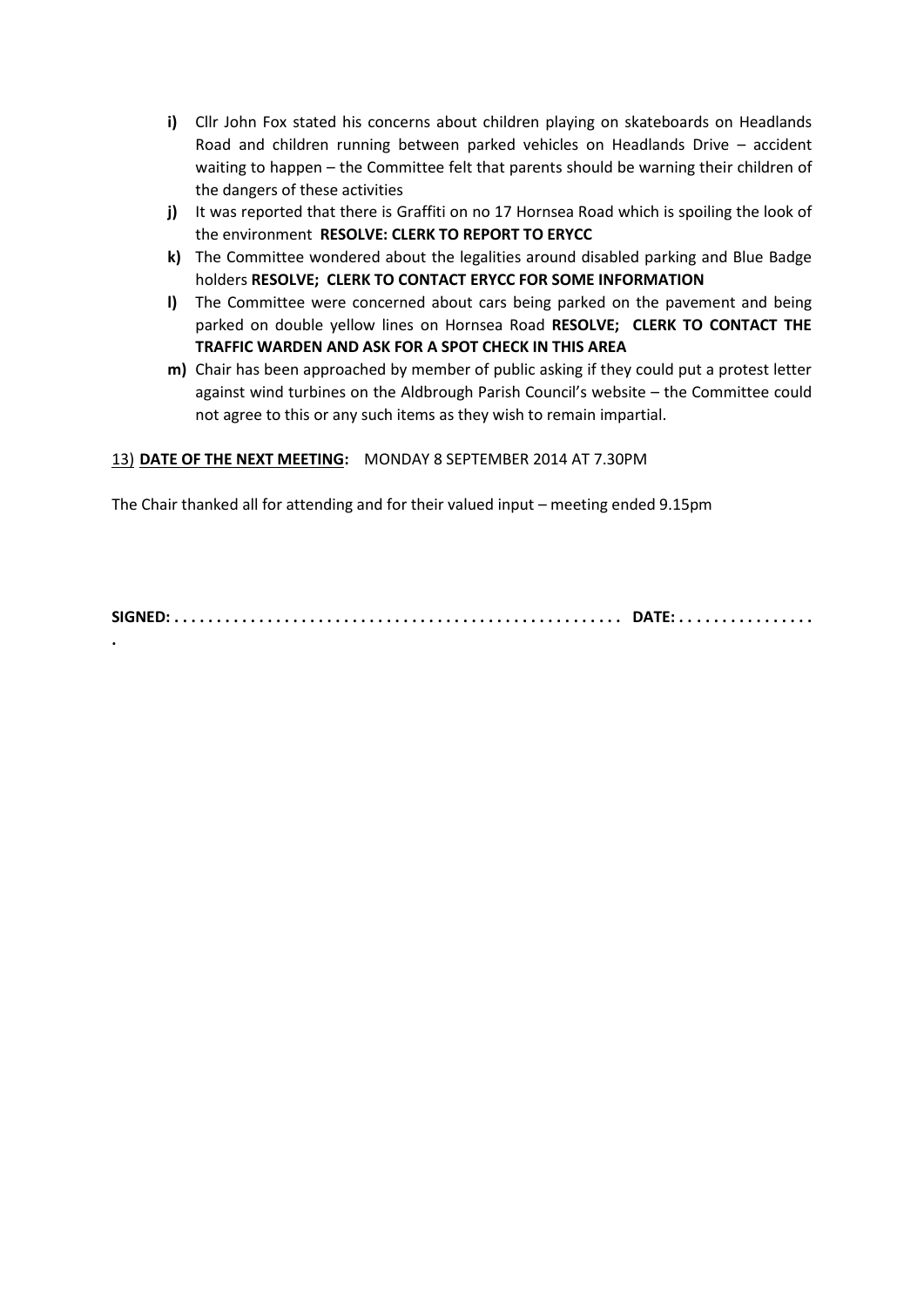- **i)** Cllr John Fox stated his concerns about children playing on skateboards on Headlands Road and children running between parked vehicles on Headlands Drive – accident waiting to happen – the Committee felt that parents should be warning their children of the dangers of these activities
- **j)** It was reported that there is Graffiti on no 17 Hornsea Road which is spoiling the look of the environment **RESOLVE: CLERK TO REPORT TO ERYCC**
- **k)** The Committee wondered about the legalities around disabled parking and Blue Badge holders **RESOLVE; CLERK TO CONTACT ERYCC FOR SOME INFORMATION**
- **l)** The Committee were concerned about cars being parked on the pavement and being parked on double yellow lines on Hornsea Road **RESOLVE; CLERK TO CONTACT THE TRAFFIC WARDEN AND ASK FOR A SPOT CHECK IN THIS AREA**
- **m)** Chair has been approached by member of public asking if they could put a protest letter against wind turbines on the Aldbrough Parish Council's website – the Committee could not agree to this or any such items as they wish to remain impartial.

13) **DATE OF THE NEXT MEETING:** MONDAY 8 SEPTEMBER 2014 AT 7.30PM

The Chair thanked all for attending and for their valued input – meeting ended 9.15pm

**SIGNED: . . . . . . . . . . . . . . . . . . . . . . . . . . . . . . . . . . . . . . . . . . . . . . . . . . . . DATE: . . . . . . . . . . . . . . . . .**